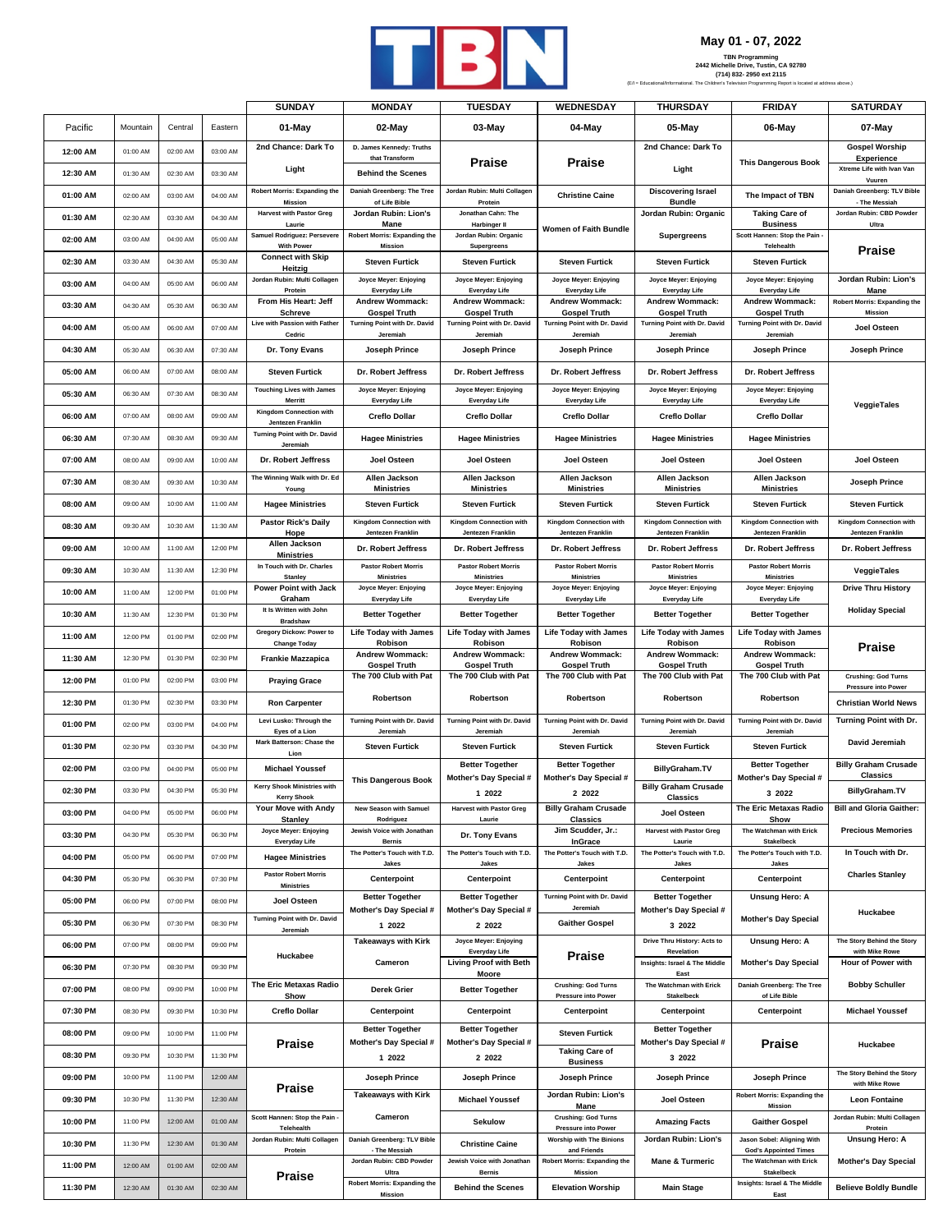TBN

## May 01 - 07, 2022

**TBN Programming**
**2442 Michelle Drive, Tustin, CA 92780**
**(714) 832- 2950 ext 2115**

(E/I = Educational/Informational. The Children's Television Programming Report is located at address above.)

| | | | | SUNDAY | MONDAY | TUESDAY | WEDNESDAY | THURSDAY | FRIDAY | SATURDAY |
|---|---|---|---|---|---|---|---|---|---|---|
| Pacific | Mountain | Central | Eastern | 01-May | 02-May | 03-May | 04-May | 05-May | 06-May | 07-May |
| 12:00 AM | 01:00 AM | 02:00 AM | 03:00 AM | 2nd Chance: Dark To | D. James Kennedy: Truths that Transform | Praise | Praise | 2nd Chance: Dark To | This Dangerous Book | Gospel Worship Experience |
| 12:30 AM | 01:30 AM | 02:30 AM | 03:30 AM | Light | Behind the Scenes | | | Light | | Xtreme Life with Ivan Van Vuuren |
| 01:00 AM | 02:00 AM | 03:00 AM | 04:00 AM | Robert Morris: Expanding the Mission | Daniah Greenberg: The Tree of Life Bible | Jordan Rubin: Multi Collagen Protein | Christine Caine | Discovering Israel Bundle | The Impact of TBN | Daniah Greenberg: TLV Bible - The Messiah |
| 01:30 AM | 02:30 AM | 03:30 AM | 04:30 AM | Harvest with Pastor Greg Laurie | Jordan Rubin: Lion's Mane | Jonathan Cahn: The Harbinger II | Women of Faith Bundle | Jordan Rubin: Organic | Taking Care of Business | Jordan Rubin: CBD Powder Ultra |
| 02:00 AM | 03:00 AM | 04:00 AM | 05:00 AM | Samuel Rodriguez: Persevere With Power | Robert Morris: Expanding the Mission | Jordan Rubin: Organic Supergreens | | Supergreens | Scott Hannen: Stop the Pain - Telehealth | Praise |
| 02:30 AM | 03:30 AM | 04:30 AM | 05:30 AM | Connect with Skip Heitzig | Steven Furtick | Steven Furtick | Steven Furtick | Steven Furtick | Steven Furtick | |
| 03:00 AM | 04:00 AM | 05:00 AM | 06:00 AM | Jordan Rubin: Multi Collagen Protein | Joyce Meyer: Enjoying Everyday Life | Joyce Meyer: Enjoying Everyday Life | Joyce Meyer: Enjoying Everyday Life | Joyce Meyer: Enjoying Everyday Life | Joyce Meyer: Enjoying Everyday Life | Jordan Rubin: Lion's Mane |
| 03:30 AM | 04:30 AM | 05:30 AM | 06:30 AM | From His Heart: Jeff Schreve | Andrew Wommack: Gospel Truth | Andrew Wommack: Gospel Truth | Andrew Wommack: Gospel Truth | Andrew Wommack: Gospel Truth | Andrew Wommack: Gospel Truth | Robert Morris: Expanding the Mission |
| 04:00 AM | 05:00 AM | 06:00 AM | 07:00 AM | Live with Passion with Father Cedric | Turning Point with Dr. David Jeremiah | Turning Point with Dr. David Jeremiah | Turning Point with Dr. David Jeremiah | Turning Point with Dr. David Jeremiah | Turning Point with Dr. David Jeremiah | Joel Osteen |
| 04:30 AM | 05:30 AM | 06:30 AM | 07:30 AM | Dr. Tony Evans | Joseph Prince | Joseph Prince | Joseph Prince | Joseph Prince | Joseph Prince | Joseph Prince |
| 05:00 AM | 06:00 AM | 07:00 AM | 08:00 AM | Steven Furtick | Dr. Robert Jeffress | Dr. Robert Jeffress | Dr. Robert Jeffress | Dr. Robert Jeffress | Dr. Robert Jeffress | VeggieTales |
| 05:30 AM | 06:30 AM | 07:30 AM | 08:30 AM | Touching Lives with James Merritt | Joyce Meyer: Enjoying Everyday Life | Joyce Meyer: Enjoying Everyday Life | Joyce Meyer: Enjoying Everyday Life | Joyce Meyer: Enjoying Everyday Life | Joyce Meyer: Enjoying Everyday Life | |
| 06:00 AM | 07:00 AM | 08:00 AM | 09:00 AM | Kingdom Connection with Jentezen Franklin | Creflo Dollar | Creflo Dollar | Creflo Dollar | Creflo Dollar | Creflo Dollar | |
| 06:30 AM | 07:30 AM | 08:30 AM | 09:30 AM | Turning Point with Dr. David Jeremiah | Hagee Ministries | Hagee Ministries | Hagee Ministries | Hagee Ministries | Hagee Ministries | |
| 07:00 AM | 08:00 AM | 09:00 AM | 10:00 AM | Dr. Robert Jeffress | Joel Osteen | Joel Osteen | Joel Osteen | Joel Osteen | Joel Osteen | Joel Osteen |
| 07:30 AM | 08:30 AM | 09:30 AM | 10:30 AM | The Winning Walk with Dr. Ed Young | Allen Jackson Ministries | Allen Jackson Ministries | Allen Jackson Ministries | Allen Jackson Ministries | Allen Jackson Ministries | Joseph Prince |
| 08:00 AM | 09:00 AM | 10:00 AM | 11:00 AM | Hagee Ministries | Steven Furtick | Steven Furtick | Steven Furtick | Steven Furtick | Steven Furtick | Steven Furtick |
| 08:30 AM | 09:30 AM | 10:30 AM | 11:30 AM | Pastor Rick's Daily Hope | Kingdom Connection with Jentezen Franklin | Kingdom Connection with Jentezen Franklin | Kingdom Connection with Jentezen Franklin | Kingdom Connection with Jentezen Franklin | Kingdom Connection with Jentezen Franklin | Kingdom Connection with Jentezen Franklin |
| 09:00 AM | 10:00 AM | 11:00 AM | 12:00 PM | Allen Jackson Ministries | Dr. Robert Jeffress | Dr. Robert Jeffress | Dr. Robert Jeffress | Dr. Robert Jeffress | Dr. Robert Jeffress | Dr. Robert Jeffress |
| 09:30 AM | 10:30 AM | 11:30 AM | 12:30 PM | In Touch with Dr. Charles Stanley | Pastor Robert Morris Ministries | Pastor Robert Morris Ministries | Pastor Robert Morris Ministries | Pastor Robert Morris Ministries | Pastor Robert Morris Ministries | VeggieTales |
| 10:00 AM | 11:00 AM | 12:00 PM | 01:00 PM | Power Point with Jack Graham | Joyce Meyer: Enjoying Everyday Life | Joyce Meyer: Enjoying Everyday Life | Joyce Meyer: Enjoying Everyday Life | Joyce Meyer: Enjoying Everyday Life | Joyce Meyer: Enjoying Everyday Life | Drive Thru History |
| 10:30 AM | 11:30 AM | 12:30 PM | 01:30 PM | It Is Written with John Bradshaw | Better Together | Better Together | Better Together | Better Together | Better Together | Holiday Special |
| 11:00 AM | 12:00 PM | 01:00 PM | 02:00 PM | Gregory Dickow: Power to Change Today | Life Today with James Robison | Life Today with James Robison | Life Today with James Robison | Life Today with James Robison | Life Today with James Robison | Praise |
| 11:30 AM | 12:30 PM | 01:30 PM | 02:30 PM | Frankie Mazzapica | Andrew Wommack: Gospel Truth | Andrew Wommack: Gospel Truth | Andrew Wommack: Gospel Truth | Andrew Wommack: Gospel Truth | Andrew Wommack: Gospel Truth | |
| 12:00 PM | 01:00 PM | 02:00 PM | 03:00 PM | Praying Grace | The 700 Club with Pat | The 700 Club with Pat | The 700 Club with Pat | The 700 Club with Pat | The 700 Club with Pat | Crushing: God Turns Pressure into Power |
| 12:30 PM | 01:30 PM | 02:30 PM | 03:30 PM | Ron Carpenter | Robertson | Robertson | Robertson | Robertson | Robertson | Christian World News |
| 01:00 PM | 02:00 PM | 03:00 PM | 04:00 PM | Levi Lusko: Through the Eyes of a Lion | Turning Point with Dr. David Jeremiah | Turning Point with Dr. David Jeremiah | Turning Point with Dr. David Jeremiah | Turning Point with Dr. David Jeremiah | Turning Point with Dr. David Jeremiah | Turning Point with Dr. |
| 01:30 PM | 02:30 PM | 03:30 PM | 04:30 PM | Mark Batterson: Chase the Lion | Steven Furtick | Steven Furtick | Steven Furtick | Steven Furtick | Steven Furtick | David Jeremiah |
| 02:00 PM | 03:00 PM | 04:00 PM | 05:00 PM | Michael Youssef | This Dangerous Book | Better Together Mother's Day Special # | Mother's Day Special # | BillyGraham.TV | Better Together Mother's Day Special # | Billy Graham Crusade Classics |
| 02:30 PM | 03:30 PM | 04:30 PM | 05:30 PM | Kerry Shook Ministries with Kerry Shook | | 1 2022 | 2 2022 | Billy Graham Crusade Classics | 3 2022 | BillyGraham.TV |
| 03:00 PM | 04:00 PM | 05:00 PM | 06:00 PM | Your Move with Andy Stanley | New Season with Samuel Rodriguez | Harvest with Pastor Greg Laurie | Billy Graham Crusade Classics | Joel Osteen | The Eric Metaxas Radio Show | Bill and Gloria Gaither: |
| 03:30 PM | 04:30 PM | 05:30 PM | 06:30 PM | Joyce Meyer: Enjoying Everyday Life | Jewish Voice with Jonathan Bernis | Dr. Tony Evans | Jim Scudder, Jr.: InGrace | Harvest with Pastor Greg Laurie | The Watchman with Erick Stakelbeck | Precious Memories |
| 04:00 PM | 05:00 PM | 06:00 PM | 07:00 PM | Hagee Ministries | The Potter's Touch with T.D. Jakes | The Potter's Touch with T.D. Jakes | The Potter's Touch with T.D. Jakes | The Potter's Touch with T.D. Jakes | The Potter's Touch with T.D. Jakes | In Touch with Dr. |
| 04:30 PM | 05:30 PM | 06:30 PM | 07:30 PM | Pastor Robert Morris Ministries | Centerpoint | Centerpoint | Centerpoint | Centerpoint | Centerpoint | Charles Stanley |
| 05:00 PM | 06:00 PM | 07:00 PM | 08:00 PM | Joel Osteen | Better Together Mother's Day Special # | Better Together Mother's Day Special # | Turning Point with Dr. David Jeremiah | Better Together Mother's Day Special # | Unsung Hero: A | Huckabee |
| 05:30 PM | 06:30 PM | 07:30 PM | 08:30 PM | Turning Point with Dr. David Jeremiah | 1 2022 | 2 2022 | Gaither Gospel | 3 2022 | Mother's Day Special | |
| 06:00 PM | 07:00 PM | 08:00 PM | 09:00 PM | Huckabee | Takeaways with Kirk | Joyce Meyer: Enjoying Everyday Life | Praise | Drive Thru History: Acts to Revelation | Unsung Hero: A | The Story Behind the Story with Mike Rowe |
| 06:30 PM | 07:30 PM | 08:30 PM | 09:30 PM | | Cameron | Living Proof with Beth Moore | | Insights: Israel & The Middle East | Mother's Day Special | Hour of Power with |
| 07:00 PM | 08:00 PM | 09:00 PM | 10:00 PM | The Eric Metaxas Radio Show | Derek Grier | Better Together | Crushing: God Turns Pressure into Power | The Watchman with Erick Stakelbeck | Daniah Greenberg: The Tree of Life Bible | Bobby Schuller |
| 07:30 PM | 08:30 PM | 09:30 PM | 10:30 PM | Creflo Dollar | Centerpoint | Centerpoint | Centerpoint | Centerpoint | Centerpoint | Michael Youssef |
| 08:00 PM | 09:00 PM | 10:00 PM | 11:00 PM | Praise | Better Together Mother's Day Special # | Better Together Mother's Day Special # | Steven Furtick | Better Together Mother's Day Special # | Praise | Huckabee |
| 08:30 PM | 09:30 PM | 10:30 PM | 11:30 PM | | 1 2022 | 2 2022 | Taking Care of Business | 3 2022 | | |
| 09:00 PM | 10:00 PM | 11:00 PM | 12:00 AM | Praise | Joseph Prince | Joseph Prince | Joseph Prince | Joseph Prince | Joseph Prince | The Story Behind the Story with Mike Rowe |
| 09:30 PM | 10:30 PM | 11:30 PM | 12:30 AM | | Takeaways with Kirk | Michael Youssef | Jordan Rubin: Lion's Mane | Joel Osteen | Robert Morris: Expanding the Mission | Leon Fontaine |
| 10:00 PM | 11:00 PM | 12:00 AM | 01:00 AM | Scott Hannen: Stop the Pain - Telehealth | Cameron | Sekulow | Crushing: God Turns Pressure into Power | Amazing Facts | Gaither Gospel | Jordan Rubin: Multi Collagen Protein |
| 10:30 PM | 11:30 PM | 12:30 AM | 01:30 AM | Jordan Rubin: Multi Collagen Protein | Daniah Greenberg: TLV Bible - The Messiah | Christine Caine | Worship with The Binions and Friends | Jordan Rubin: Lion's | Jason Sobel: Aligning With God's Appointed Times | Unsung Hero: A |
| 11:00 PM | 12:00 AM | 01:00 AM | 02:00 AM | Praise | Jordan Rubin: CBD Powder Ultra | Jewish Voice with Jonathan Bernis | Robert Morris: Expanding the Mission | Mane & Turmeric | The Watchman with Erick Stakelbeck | Mother's Day Special |
| 11:30 PM | 12:30 AM | 01:30 AM | 02:30 AM | | Robert Morris: Expanding the Mission | Behind the Scenes | Elevation Worship | Main Stage | Insights: Israel & The Middle East | Believe Boldly Bundle |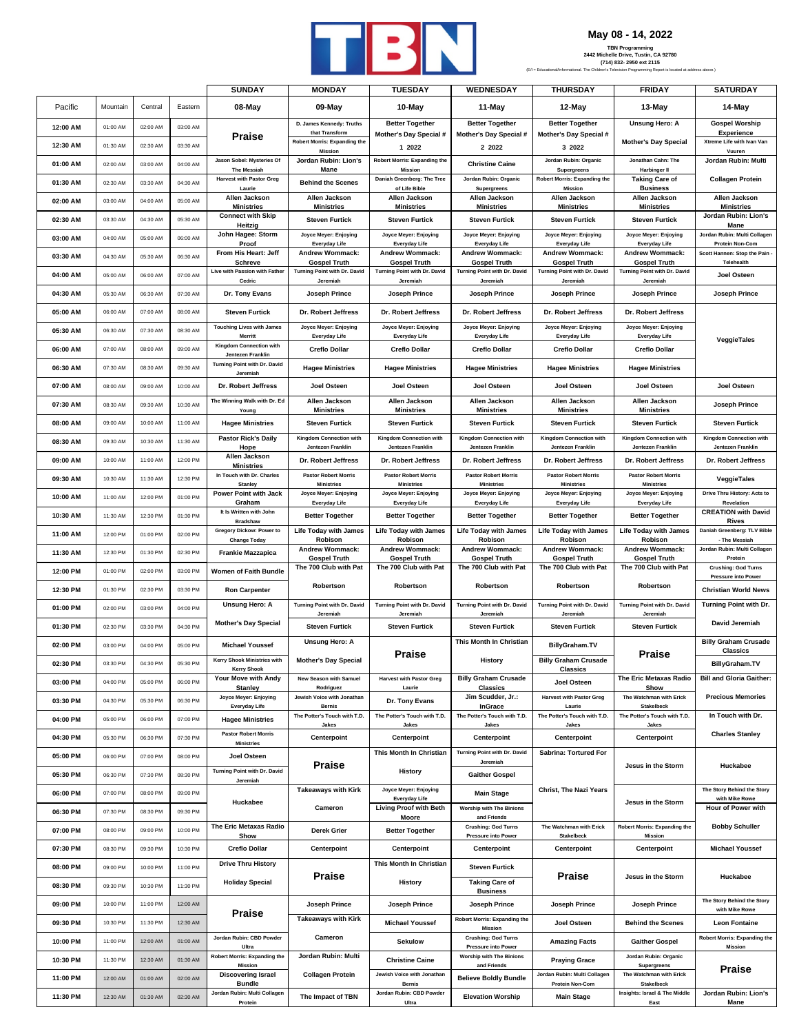# May 08 - 14, 2022

TBN Programming
2442 Michelle Drive, Tustin, CA 92780
(714) 832- 2950 ext 2115
(E/I = Educational/Informational. The Children's Television Programming Report is located at address above.)

| Pacific | Mountain | Central | Eastern | SUNDAY 08-May | MONDAY 09-May | TUESDAY 10-May | WEDNESDAY 11-May | THURSDAY 12-May | FRIDAY 13-May | SATURDAY 14-May |
|---|---|---|---|---|---|---|---|---|---|---|
| 12:00 AM | 01:00 AM | 02:00 AM | 03:00 AM | Praise | D. James Kennedy: Truths that Transform | Better Together Mother's Day Special # 1 2022 | Better Together Mother's Day Special # 2 2022 | Better Together Mother's Day Special # 3 2022 | Unsung Hero: A Mother's Day Special | Gospel Worship Experience |
| 12:30 AM | 01:30 AM | 02:30 AM | 03:30 AM | | Robert Morris: Expanding the Mission | | | | | Xtreme Life with Ivan Van Vuuren |
| 01:00 AM | 02:00 AM | 03:00 AM | 04:00 AM | Jason Sobel: Mysteries Of The Messiah | Jordan Rubin: Lion's Mane | Robert Morris: Expanding the Mission | Christine Caine | Jordan Rubin: Organic Supergreens | Jonathan Cahn: The Harbinger II | Jordan Rubin: Multi Collagen Protein |
| 01:30 AM | 02:30 AM | 03:30 AM | 04:30 AM | Harvest with Pastor Greg Laurie | Behind the Scenes | Daniah Greenberg: The Tree of Life Bible | Jordan Rubin: Organic Supergreens | Robert Morris: Expanding the Mission | Taking Care of Business | |
| 02:00 AM | 03:00 AM | 04:00 AM | 05:00 AM | Allen Jackson Ministries | Allen Jackson Ministries | Allen Jackson Ministries | Allen Jackson Ministries | Allen Jackson Ministries | Allen Jackson Ministries | Allen Jackson Ministries |
| 02:30 AM | 03:30 AM | 04:30 AM | 05:30 AM | Connect with Skip Heitzig | Steven Furtick | Steven Furtick | Steven Furtick | Steven Furtick | Steven Furtick | Jordan Rubin: Lion's Mane |
| 03:00 AM | 04:00 AM | 05:00 AM | 06:00 AM | John Hagee: Storm Proof | Joyce Meyer: Enjoying Everyday Life | Joyce Meyer: Enjoying Everyday Life | Joyce Meyer: Enjoying Everyday Life | Joyce Meyer: Enjoying Everyday Life | Joyce Meyer: Enjoying Everyday Life | Jordan Rubin: Multi Collagen Protein Non-Com |
| 03:30 AM | 04:30 AM | 05:30 AM | 06:30 AM | From His Heart: Jeff Schreve | Andrew Wommack: Gospel Truth | Andrew Wommack: Gospel Truth | Andrew Wommack: Gospel Truth | Andrew Wommack: Gospel Truth | Andrew Wommack: Gospel Truth | Scott Hannen: Stop the Pain - Telehealth |
| 04:00 AM | 05:00 AM | 06:00 AM | 07:00 AM | Live with Passion with Father Cedric | Turning Point with Dr. David Jeremiah | Turning Point with Dr. David Jeremiah | Turning Point with Dr. David Jeremiah | Turning Point with Dr. David Jeremiah | Turning Point with Dr. David Jeremiah | Joel Osteen |
| 04:30 AM | 05:30 AM | 06:30 AM | 07:30 AM | Dr. Tony Evans | Joseph Prince | Joseph Prince | Joseph Prince | Joseph Prince | Joseph Prince | Joseph Prince |
| 05:00 AM | 06:00 AM | 07:00 AM | 08:00 AM | Steven Furtick | Dr. Robert Jeffress | Dr. Robert Jeffress | Dr. Robert Jeffress | Dr. Robert Jeffress | Dr. Robert Jeffress | VeggieTales |
| 05:30 AM | 06:30 AM | 07:30 AM | 08:30 AM | Touching Lives with James Merritt | Joyce Meyer: Enjoying Everyday Life | Joyce Meyer: Enjoying Everyday Life | Joyce Meyer: Enjoying Everyday Life | Joyce Meyer: Enjoying Everyday Life | Joyce Meyer: Enjoying Everyday Life | |
| 06:00 AM | 07:00 AM | 08:00 AM | 09:00 AM | Kingdom Connection with Jentezen Franklin | Creflo Dollar | Creflo Dollar | Creflo Dollar | Creflo Dollar | Creflo Dollar | |
| 06:30 AM | 07:30 AM | 08:30 AM | 09:30 AM | Turning Point with Dr. David Jeremiah | Hagee Ministries | Hagee Ministries | Hagee Ministries | Hagee Ministries | Hagee Ministries | |
| 07:00 AM | 08:00 AM | 09:00 AM | 10:00 AM | Dr. Robert Jeffress | Joel Osteen | Joel Osteen | Joel Osteen | Joel Osteen | Joel Osteen | Joel Osteen |
| 07:30 AM | 08:30 AM | 09:30 AM | 10:30 AM | The Winning Walk with Dr. Ed Young | Allen Jackson Ministries | Allen Jackson Ministries | Allen Jackson Ministries | Allen Jackson Ministries | Allen Jackson Ministries | Joseph Prince |
| 08:00 AM | 09:00 AM | 10:00 AM | 11:00 AM | Hagee Ministries | Steven Furtick | Steven Furtick | Steven Furtick | Steven Furtick | Steven Furtick | Steven Furtick |
| 08:30 AM | 09:30 AM | 10:30 AM | 11:30 AM | Pastor Rick's Daily Hope | Kingdom Connection with Jentezen Franklin | Kingdom Connection with Jentezen Franklin | Kingdom Connection with Jentezen Franklin | Kingdom Connection with Jentezen Franklin | Kingdom Connection with Jentezen Franklin | Kingdom Connection with Jentezen Franklin |
| 09:00 AM | 10:00 AM | 11:00 AM | 12:00 PM | Allen Jackson Ministries | Dr. Robert Jeffress | Dr. Robert Jeffress | Dr. Robert Jeffress | Dr. Robert Jeffress | Dr. Robert Jeffress | Dr. Robert Jeffress |
| 09:30 AM | 10:30 AM | 11:30 AM | 12:30 PM | In Touch with Dr. Charles Stanley | Pastor Robert Morris Ministries | Pastor Robert Morris Ministries | Pastor Robert Morris Ministries | Pastor Robert Morris Ministries | Pastor Robert Morris Ministries | VeggieTales |
| 10:00 AM | 11:00 AM | 12:00 PM | 01:00 PM | Power Point with Jack Graham | Joyce Meyer: Enjoying Everyday Life | Joyce Meyer: Enjoying Everyday Life | Joyce Meyer: Enjoying Everyday Life | Joyce Meyer: Enjoying Everyday Life | Joyce Meyer: Enjoying Everyday Life | Drive Thru History: Acts to Revelation |
| 10:30 AM | 11:30 AM | 12:30 PM | 01:30 PM | It Is Written with John Bradshaw | Better Together | Better Together | Better Together | Better Together | Better Together | CREATION with David Rives |
| 11:00 AM | 12:00 PM | 01:00 PM | 02:00 PM | Gregory Dickow: Power to Change Today | Life Today with James Robison | Life Today with James Robison | Life Today with James Robison | Life Today with James Robison | Life Today with James Robison | Daniah Greenberg: TLV Bible - The Messiah |
| 11:30 AM | 12:30 PM | 01:30 PM | 02:30 PM | Frankie Mazzapica | Andrew Wommack: Gospel Truth | Andrew Wommack: Gospel Truth | Andrew Wommack: Gospel Truth | Andrew Wommack: Gospel Truth | Andrew Wommack: Gospel Truth | Jordan Rubin: Multi Collagen Protein |
| 12:00 PM | 01:00 PM | 02:00 PM | 03:00 PM | Women of Faith Bundle | The 700 Club with Pat Robertson | The 700 Club with Pat Robertson | The 700 Club with Pat Robertson | The 700 Club with Pat Robertson | The 700 Club with Pat Robertson | Crushing: God Turns Pressure into Power |
| 12:30 PM | 01:30 PM | 02:30 PM | 03:30 PM | Ron Carpenter | | | | | | Christian World News |
| 01:00 PM | 02:00 PM | 03:00 PM | 04:00 PM | Unsung Hero: A Mother's Day Special | Turning Point with Dr. David Jeremiah | Turning Point with Dr. David Jeremiah | Turning Point with Dr. David Jeremiah | Turning Point with Dr. David Jeremiah | Turning Point with Dr. David Jeremiah | Turning Point with Dr. David Jeremiah |
| 01:30 PM | 02:30 PM | 03:30 PM | 04:30 PM | | Steven Furtick | Steven Furtick | Steven Furtick | Steven Furtick | Steven Furtick | |
| 02:00 PM | 03:00 PM | 04:00 PM | 05:00 PM | Michael Youssef | Unsung Hero: A Mother's Day Special | Praise | This Month In Christian History | BillyGraham.TV | Praise | Billy Graham Crusade Classics |
| 02:30 PM | 03:30 PM | 04:30 PM | 05:30 PM | Kerry Shook Ministries with Kerry Shook | | | | Billy Graham Crusade Classics | | BillyGraham.TV |
| 03:00 PM | 04:00 PM | 05:00 PM | 06:00 PM | Your Move with Andy Stanley | New Season with Samuel Rodriguez | Harvest with Pastor Greg Laurie | Billy Graham Crusade Classics | Joel Osteen | The Eric Metaxas Radio Show | Bill and Gloria Gaither: Precious Memories |
| 03:30 PM | 04:30 PM | 05:30 PM | 06:30 PM | Joyce Meyer: Enjoying Everyday Life | Jewish Voice with Jonathan Bernis | Dr. Tony Evans | Jim Scudder, Jr.: InGrace | Harvest with Pastor Greg Laurie | The Watchman with Erick Stakelbeck | |
| 04:00 PM | 05:00 PM | 06:00 PM | 07:00 PM | Hagee Ministries | The Potter's Touch with T.D. Jakes | The Potter's Touch with T.D. Jakes | The Potter's Touch with T.D. Jakes | The Potter's Touch with T.D. Jakes | The Potter's Touch with T.D. Jakes | In Touch with Dr. Charles Stanley |
| 04:30 PM | 05:30 PM | 06:30 PM | 07:30 PM | Pastor Robert Morris Ministries | Centerpoint | Centerpoint | Centerpoint | Centerpoint | Centerpoint | |
| 05:00 PM | 06:00 PM | 07:00 PM | 08:00 PM | Joel Osteen | Praise | This Month In Christian History | Turning Point with Dr. David Jeremiah | Sabrina: Tortured For Christ, The Nazi Years | Jesus in the Storm | Huckabee |
| 05:30 PM | 06:30 PM | 07:30 PM | 08:30 PM | Turning Point with Dr. David Jeremiah | | | Gaither Gospel | | | |
| 06:00 PM | 07:00 PM | 08:00 PM | 09:00 PM | Huckabee | Takeaways with Kirk Cameron | Joyce Meyer: Enjoying Everyday Life | Main Stage | | Jesus in the Storm | The Story Behind the Story with Mike Rowe |
| 06:30 PM | 07:30 PM | 08:30 PM | 09:30 PM | | | Living Proof with Beth Moore | Worship with The Binions and Friends | | | Hour of Power with Bobby Schuller |
| 07:00 PM | 08:00 PM | 09:00 PM | 10:00 PM | The Eric Metaxas Radio Show | Derek Grier | Better Together | Crushing: God Turns Pressure into Power | The Watchman with Erick Stakelbeck | Robert Morris: Expanding the Mission | |
| 07:30 PM | 08:30 PM | 09:30 PM | 10:30 PM | Creflo Dollar | Centerpoint | Centerpoint | Centerpoint | Centerpoint | Centerpoint | Michael Youssef |
| 08:00 PM | 09:00 PM | 10:00 PM | 11:00 PM | Drive Thru History Holiday Special | Praise | This Month In Christian History | Steven Furtick | Praise | Jesus in the Storm | Huckabee |
| 08:30 PM | 09:30 PM | 10:30 PM | 11:30 PM | | | | Taking Care of Business | | | |
| 09:00 PM | 10:00 PM | 11:00 PM | 12:00 AM | Praise | Joseph Prince | Joseph Prince | Joseph Prince | Joseph Prince | Joseph Prince | The Story Behind the Story with Mike Rowe |
| 09:30 PM | 10:30 PM | 11:30 PM | 12:30 AM | | Takeaways with Kirk Cameron | Michael Youssef | Robert Morris: Expanding the Mission | Joel Osteen | Behind the Scenes | Leon Fontaine |
| 10:00 PM | 11:00 PM | 12:00 AM | 01:00 AM | Jordan Rubin: CBD Powder Ultra | | Sekulow | Crushing: God Turns Pressure into Power | Amazing Facts | Gaither Gospel | Robert Morris: Expanding the Mission |
| 10:30 PM | 11:30 PM | 12:30 AM | 01:30 AM | Robert Morris: Expanding the Mission | Jordan Rubin: Multi Collagen Protein | Christine Caine | Worship with The Binions and Friends | Praying Grace | Jordan Rubin: Organic Supergreens | Praise |
| 11:00 PM | 12:00 AM | 01:00 AM | 02:00 AM | Discovering Israel Bundle | | Jewish Voice with Jonathan Bernis | Believe Boldly Bundle | Jordan Rubin: Multi Collagen Protein Non-Com | The Watchman with Erick Stakelbeck | |
| 11:30 PM | 12:30 AM | 01:30 AM | 02:30 AM | Jordan Rubin: Multi Collagen Protein | The Impact of TBN | Jordan Rubin: CBD Powder Ultra | Elevation Worship | Main Stage | Insights: Israel & The Middle East | Jordan Rubin: Lion's Mane |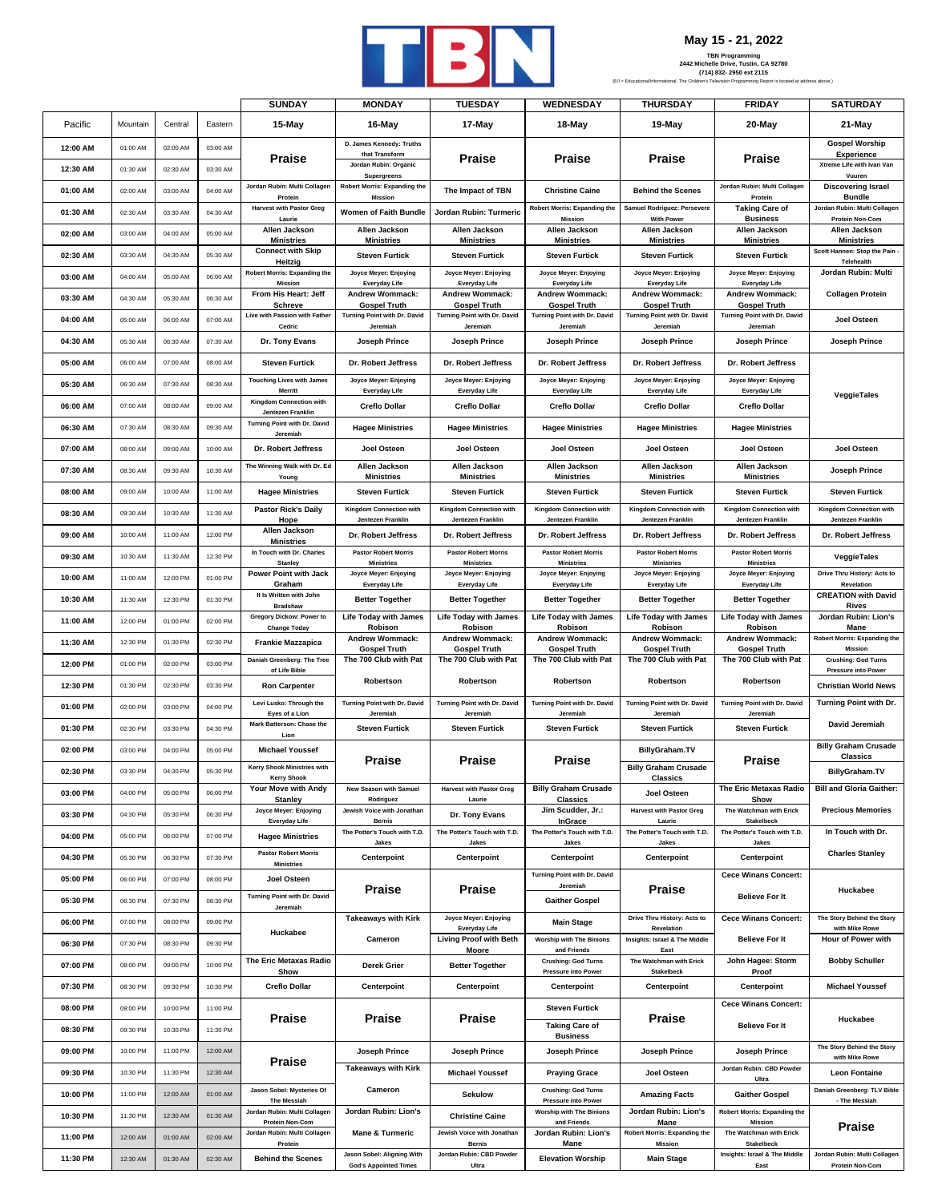# May 15 - 21, 2022

TBN Programming
2442 Michelle Drive, Tustin, CA 92780
(714) 832- 2950 ext 2115
(E/I = Educational/Informational. The Children's Television Programming Report is located at address above.)

| Pacific | Mountain | Central | Eastern | SUNDAY 15-May | MONDAY 16-May | TUESDAY 17-May | WEDNESDAY 18-May | THURSDAY 19-May | FRIDAY 20-May | SATURDAY 21-May |
|---|---|---|---|---|---|---|---|---|---|---|
| 12:00 AM | 01:00 AM | 02:00 AM | 03:00 AM | Praise | D. James Kennedy: Truths that Transform | Praise | Praise | Praise | Praise | Gospel Worship Experience |
| 12:30 AM | 01:30 AM | 02:30 AM | 03:30 AM | | Jordan Rubin: Organic Supergreens | | | | | Xtreme Life with Ivan Van Vuuren |
| 01:00 AM | 02:00 AM | 03:00 AM | 04:00 AM | Jordan Rubin: Multi Collagen Protein | Robert Morris: Expanding the Mission | The Impact of TBN | Christine Caine | Behind the Scenes | Jordan Rubin: Multi Collagen Protein | Discovering Israel Bundle |
| 01:30 AM | 02:30 AM | 03:30 AM | 04:30 AM | Harvest with Pastor Greg Laurie | Women of Faith Bundle | Jordan Rubin: Turmeric | Robert Morris: Expanding the Mission | Samuel Rodriguez: Persevere With Power | Taking Care of Business | Jordan Rubin: Multi Collagen Protein Non-Com |
| 02:00 AM | 03:00 AM | 04:00 AM | 05:00 AM | Allen Jackson Ministries | Allen Jackson Ministries | Allen Jackson Ministries | Allen Jackson Ministries | Allen Jackson Ministries | Allen Jackson Ministries | Allen Jackson Ministries |
| 02:30 AM | 03:30 AM | 04:30 AM | 05:30 AM | Connect with Skip Heitzig | Steven Furtick | Steven Furtick | Steven Furtick | Steven Furtick | Steven Furtick | Scott Hannen: Stop the Pain - Telehealth |
| 03:00 AM | 04:00 AM | 05:00 AM | 06:00 AM | Robert Morris: Expanding the Mission | Joyce Meyer: Enjoying Everyday Life | Joyce Meyer: Enjoying Everyday Life | Joyce Meyer: Enjoying Everyday Life | Joyce Meyer: Enjoying Everyday Life | Joyce Meyer: Enjoying Everyday Life | Jordan Rubin: Multi Collagen Protein |
| 03:30 AM | 04:30 AM | 05:30 AM | 06:30 AM | From His Heart: Jeff Schreve | Andrew Wommack: Gospel Truth | Andrew Wommack: Gospel Truth | Andrew Wommack: Gospel Truth | Andrew Wommack: Gospel Truth | Andrew Wommack: Gospel Truth | |
| 04:00 AM | 05:00 AM | 06:00 AM | 07:00 AM | Live with Passion with Father Cedric | Turning Point with Dr. David Jeremiah | Turning Point with Dr. David Jeremiah | Turning Point with Dr. David Jeremiah | Turning Point with Dr. David Jeremiah | Turning Point with Dr. David Jeremiah | Joel Osteen |
| 04:30 AM | 05:30 AM | 06:30 AM | 07:30 AM | Dr. Tony Evans | Joseph Prince | Joseph Prince | Joseph Prince | Joseph Prince | Joseph Prince | Joseph Prince |
| 05:00 AM | 06:00 AM | 07:00 AM | 08:00 AM | Steven Furtick | Dr. Robert Jeffress | Dr. Robert Jeffress | Dr. Robert Jeffress | Dr. Robert Jeffress | Dr. Robert Jeffress | VeggieTales |
| 05:30 AM | 06:30 AM | 07:30 AM | 08:30 AM | Touching Lives with James Merritt | Joyce Meyer: Enjoying Everyday Life | Joyce Meyer: Enjoying Everyday Life | Joyce Meyer: Enjoying Everyday Life | Joyce Meyer: Enjoying Everyday Life | Joyce Meyer: Enjoying Everyday Life | |
| 06:00 AM | 07:00 AM | 08:00 AM | 09:00 AM | Kingdom Connection with Jentezen Franklin | Creflo Dollar | Creflo Dollar | Creflo Dollar | Creflo Dollar | Creflo Dollar | |
| 06:30 AM | 07:30 AM | 08:30 AM | 09:30 AM | Turning Point with Dr. David Jeremiah | Hagee Ministries | Hagee Ministries | Hagee Ministries | Hagee Ministries | Hagee Ministries | |
| 07:00 AM | 08:00 AM | 09:00 AM | 10:00 AM | Dr. Robert Jeffress | Joel Osteen | Joel Osteen | Joel Osteen | Joel Osteen | Joel Osteen | Joel Osteen |
| 07:30 AM | 08:30 AM | 09:30 AM | 10:30 AM | The Winning Walk with Dr. Ed Young | Allen Jackson Ministries | Allen Jackson Ministries | Allen Jackson Ministries | Allen Jackson Ministries | Allen Jackson Ministries | Joseph Prince |
| 08:00 AM | 09:00 AM | 10:00 AM | 11:00 AM | Hagee Ministries | Steven Furtick | Steven Furtick | Steven Furtick | Steven Furtick | Steven Furtick | Steven Furtick |
| 08:30 AM | 09:30 AM | 10:30 AM | 11:30 AM | Pastor Rick's Daily Hope | Kingdom Connection with Jentezen Franklin | Kingdom Connection with Jentezen Franklin | Kingdom Connection with Jentezen Franklin | Kingdom Connection with Jentezen Franklin | Kingdom Connection with Jentezen Franklin | Kingdom Connection with Jentezen Franklin |
| 09:00 AM | 10:00 AM | 11:00 AM | 12:00 PM | Allen Jackson Ministries | Dr. Robert Jeffress | Dr. Robert Jeffress | Dr. Robert Jeffress | Dr. Robert Jeffress | Dr. Robert Jeffress | Dr. Robert Jeffress |
| 09:30 AM | 10:30 AM | 11:30 AM | 12:30 PM | In Touch with Dr. Charles Stanley | Pastor Robert Morris Ministries | Pastor Robert Morris Ministries | Pastor Robert Morris Ministries | Pastor Robert Morris Ministries | Pastor Robert Morris Ministries | VeggieTales |
| 10:00 AM | 11:00 AM | 12:00 PM | 01:00 PM | Power Point with Jack Graham | Joyce Meyer: Enjoying Everyday Life | Joyce Meyer: Enjoying Everyday Life | Joyce Meyer: Enjoying Everyday Life | Joyce Meyer: Enjoying Everyday Life | Joyce Meyer: Enjoying Everyday Life | Drive Thru History: Acts to Revelation |
| 10:30 AM | 11:30 AM | 12:30 PM | 01:30 PM | It Is Written with John Bradshaw | Better Together | Better Together | Better Together | Better Together | Better Together | CREATION with David Rives |
| 11:00 AM | 12:00 PM | 01:00 PM | 02:00 PM | Gregory Dickow: Power to Change Today | Life Today with James Robison | Life Today with James Robison | Life Today with James Robison | Life Today with James Robison | Life Today with James Robison | Jordan Rubin: Lion's Mane |
| 11:30 AM | 12:30 PM | 01:30 PM | 02:30 PM | Frankie Mazzapica | Andrew Wommack: Gospel Truth | Andrew Wommack: Gospel Truth | Andrew Wommack: Gospel Truth | Andrew Wommack: Gospel Truth | Andrew Wommack: Gospel Truth | Robert Morris: Expanding the Mission |
| 12:00 PM | 01:00 PM | 02:00 PM | 03:00 PM | Daniah Greenberg: The Tree of Life Bible | The 700 Club with Pat Robertson | The 700 Club with Pat Robertson | The 700 Club with Pat Robertson | The 700 Club with Pat Robertson | The 700 Club with Pat Robertson | Crushing: God Turns Pressure into Power |
| 12:30 PM | 01:30 PM | 02:30 PM | 03:30 PM | Ron Carpenter | | | | | | Christian World News |
| 01:00 PM | 02:00 PM | 03:00 PM | 04:00 PM | Levi Lusko: Through the Eyes of a Lion | Turning Point with Dr. David Jeremiah | Turning Point with Dr. David Jeremiah | Turning Point with Dr. David Jeremiah | Turning Point with Dr. David Jeremiah | Turning Point with Dr. David Jeremiah | Turning Point with Dr. David Jeremiah |
| 01:30 PM | 02:30 PM | 03:30 PM | 04:30 PM | Mark Batterson: Chase the Lion | Steven Furtick | Steven Furtick | Steven Furtick | Steven Furtick | Steven Furtick | |
| 02:00 PM | 03:00 PM | 04:00 PM | 05:00 PM | Michael Youssef | Praise | Praise | Praise | BillyGraham.TV | Praise | Billy Graham Crusade Classics |
| 02:30 PM | 03:30 PM | 04:30 PM | 05:30 PM | Kerry Shook Ministries with Kerry Shook | | | | Billy Graham Crusade Classics | | BillyGraham.TV |
| 03:00 PM | 04:00 PM | 05:00 PM | 06:00 PM | Your Move with Andy Stanley | New Season with Samuel Rodriguez | Harvest with Pastor Greg Laurie | Billy Graham Crusade Classics | Joel Osteen | The Eric Metaxas Radio Show | Bill and Gloria Gaither: Precious Memories |
| 03:30 PM | 04:30 PM | 05:30 PM | 06:30 PM | Joyce Meyer: Enjoying Everyday Life | Jewish Voice with Jonathan Bernis | Dr. Tony Evans | Jim Scudder, Jr.: InGrace | Harvest with Pastor Greg Laurie | The Watchman with Erick Stakelbeck | |
| 04:00 PM | 05:00 PM | 06:00 PM | 07:00 PM | Hagee Ministries | The Potter's Touch with T.D. Jakes | The Potter's Touch with T.D. Jakes | The Potter's Touch with T.D. Jakes | The Potter's Touch with T.D. Jakes | The Potter's Touch with T.D. Jakes | In Touch with Dr. Charles Stanley |
| 04:30 PM | 05:30 PM | 06:30 PM | 07:30 PM | Pastor Robert Morris Ministries | Centerpoint | Centerpoint | Centerpoint | Centerpoint | Centerpoint | |
| 05:00 PM | 06:00 PM | 07:00 PM | 08:00 PM | Joel Osteen | Praise | Praise | Turning Point with Dr. David Jeremiah | Praise | Cece Winans Concert: Believe For It | Huckabee |
| 05:30 PM | 06:30 PM | 07:30 PM | 08:30 PM | Turning Point with Dr. David Jeremiah | | | Gaither Gospel | | | |
| 06:00 PM | 07:00 PM | 08:00 PM | 09:00 PM | Huckabee | Takeaways with Kirk Cameron | Joyce Meyer: Enjoying Everyday Life | Main Stage | Drive Thru History: Acts to Revelation | Cece Winans Concert: Believe For It | The Story Behind the Story with Mike Rowe |
| 06:30 PM | 07:30 PM | 08:30 PM | 09:30 PM | | | Living Proof with Beth Moore | Worship with The Binions and Friends | Insights: Israel & The Middle East | | Hour of Power with Bobby Schuller |
| 07:00 PM | 08:00 PM | 09:00 PM | 10:00 PM | The Eric Metaxas Radio Show | Derek Grier | Better Together | Crushing: God Turns Pressure into Power | The Watchman with Erick Stakelbeck | John Hagee: Storm Proof | |
| 07:30 PM | 08:30 PM | 09:30 PM | 10:30 PM | Creflo Dollar | Centerpoint | Centerpoint | Centerpoint | Centerpoint | Centerpoint | Michael Youssef |
| 08:00 PM | 09:00 PM | 10:00 PM | 11:00 PM | Praise | Praise | Praise | Steven Furtick | Praise | Cece Winans Concert: Believe For It | Huckabee |
| 08:30 PM | 09:30 PM | 10:30 PM | 11:30 PM | | | | Taking Care of Business | | | |
| 09:00 PM | 10:00 PM | 11:00 PM | 12:00 AM | Praise | Joseph Prince | Joseph Prince | Joseph Prince | Joseph Prince | Joseph Prince | The Story Behind the Story with Mike Rowe |
| 09:30 PM | 10:30 PM | 11:30 PM | 12:30 AM | | Takeaways with Kirk Cameron | Michael Youssef | Praying Grace | Joel Osteen | Jordan Rubin: CBD Powder Ultra | Leon Fontaine |
| 10:00 PM | 11:00 PM | 12:00 AM | 01:00 AM | Jason Sobel: Mysteries Of The Messiah | | Sekulow | Crushing: God Turns Pressure into Power | Amazing Facts | Gaither Gospel | Daniah Greenberg: TLV Bible - The Messiah |
| 10:30 PM | 11:30 PM | 12:30 AM | 01:30 AM | Jordan Rubin: Multi Collagen Protein Non-Com | Jordan Rubin: Lion's Mane & Turmeric | Christine Caine | Worship with The Binions and Friends | Jordan Rubin: Lion's Mane | Robert Morris: Expanding the Mission | Praise |
| 11:00 PM | 12:00 AM | 01:00 AM | 02:00 AM | Jordan Rubin: Multi Collagen Protein | | Jewish Voice with Jonathan Bernis | Jordan Rubin: Lion's Mane | Robert Morris: Expanding the Mission | The Watchman with Erick Stakelbeck | |
| 11:30 PM | 12:30 AM | 01:30 AM | 02:30 AM | Behind the Scenes | Jason Sobel: Aligning With God's Appointed Times | Jordan Rubin: CBD Powder Ultra | Elevation Worship | Main Stage | Insights: Israel & The Middle East | Jordan Rubin: Multi Collagen Protein Non-Com |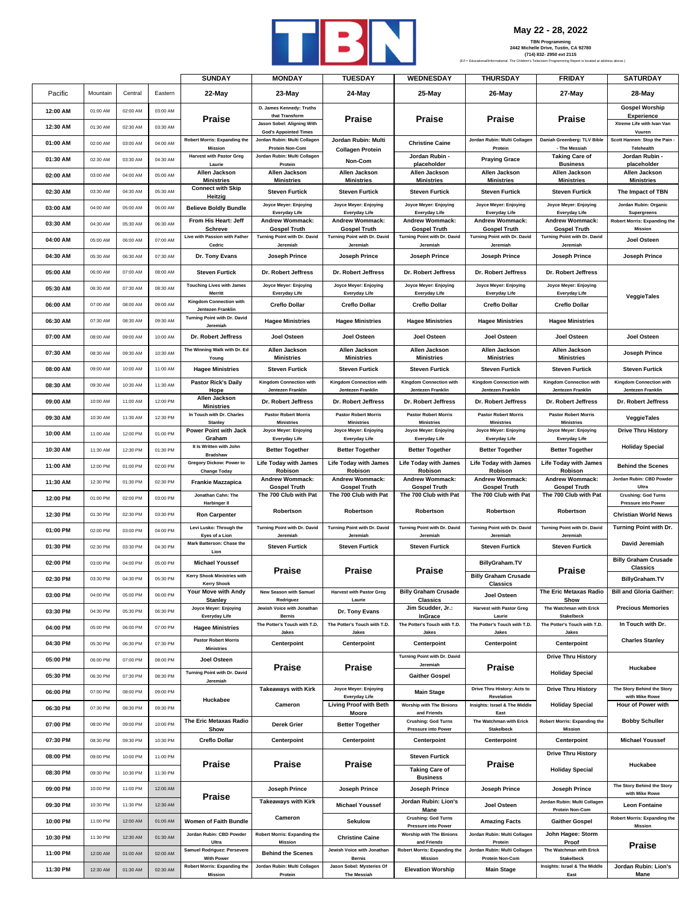TBN

## May 22 - 28, 2022

**TBN Programming**
**2442 Michelle Drive, Tustin, CA 92780**
**(714) 832- 2950 ext 2115**

(E/I = Educational/Informational. The Children's Television Programming Report is located at address above.)

| | | | | SUNDAY | MONDAY | TUESDAY | WEDNESDAY | THURSDAY | FRIDAY | SATURDAY |
|---|---|---|---|---|---|---|---|---|---|---|
| Pacific | Mountain | Central | Eastern | 22-May | 23-May | 24-May | 25-May | 26-May | 27-May | 28-May |
| 12:00 AM | 01:00 AM | 02:00 AM | 03:00 AM | Praise | D. James Kennedy: Truths that Transform | Praise | Praise | Praise | Praise | Gospel Worship Experience |
| 12:30 AM | 01:30 AM | 02:30 AM | 03:30 AM | | Jason Sobel: Aligning With God's Appointed Times | | | | | Xtreme Life with Ivan Van Vuuren |
| 01:00 AM | 02:00 AM | 03:00 AM | 04:00 AM | Robert Morris: Expanding the Mission | Jordan Rubin: Multi Collagen Protein Non-Com | Jordan Rubin: Multi Collagen Protein | Christine Caine | Jordan Rubin: Multi Collagen Protein | Daniah Greenberg: TLV Bible - The Messiah | Scott Hannen: Stop the Pain - Telehealth |
| 01:30 AM | 02:30 AM | 03:30 AM | 04:30 AM | Harvest with Pastor Greg Laurie | Jordan Rubin: Multi Collagen Protein | Non-Com | Jordan Rubin - placeholder | Praying Grace | Taking Care of Business | Jordan Rubin - placeholder |
| 02:00 AM | 03:00 AM | 04:00 AM | 05:00 AM | Allen Jackson Ministries | Allen Jackson Ministries | Allen Jackson Ministries | Allen Jackson Ministries | Allen Jackson Ministries | Allen Jackson Ministries | Allen Jackson Ministries |
| 02:30 AM | 03:30 AM | 04:30 AM | 05:30 AM | Connect with Skip Heitzig | Steven Furtick | Steven Furtick | Steven Furtick | Steven Furtick | Steven Furtick | The Impact of TBN |
| 03:00 AM | 04:00 AM | 05:00 AM | 06:00 AM | Believe Boldly Bundle | Joyce Meyer: Enjoying Everyday Life | Joyce Meyer: Enjoying Everyday Life | Joyce Meyer: Enjoying Everyday Life | Joyce Meyer: Enjoying Everyday Life | Joyce Meyer: Enjoying Everyday Life | Jordan Rubin: Organic Supergreens |
| 03:30 AM | 04:30 AM | 05:30 AM | 06:30 AM | From His Heart: Jeff Schreve | Andrew Wommack: Gospel Truth | Andrew Wommack: Gospel Truth | Andrew Wommack: Gospel Truth | Andrew Wommack: Gospel Truth | Andrew Wommack: Gospel Truth | Robert Morris: Expanding the Mission |
| 04:00 AM | 05:00 AM | 06:00 AM | 07:00 AM | Live with Passion with Father Cedric | Turning Point with Dr. David Jeremiah | Turning Point with Dr. David Jeremiah | Turning Point with Dr. David Jeremiah | Turning Point with Dr. David Jeremiah | Turning Point with Dr. David Jeremiah | Joel Osteen |
| 04:30 AM | 05:30 AM | 06:30 AM | 07:30 AM | Dr. Tony Evans | Joseph Prince | Joseph Prince | Joseph Prince | Joseph Prince | Joseph Prince | Joseph Prince |
| 05:00 AM | 06:00 AM | 07:00 AM | 08:00 AM | Steven Furtick | Dr. Robert Jeffress | Dr. Robert Jeffress | Dr. Robert Jeffress | Dr. Robert Jeffress | Dr. Robert Jeffress | VeggieTales |
| 05:30 AM | 06:30 AM | 07:30 AM | 08:30 AM | Touching Lives with James Merritt | Joyce Meyer: Enjoying Everyday Life | Joyce Meyer: Enjoying Everyday Life | Joyce Meyer: Enjoying Everyday Life | Joyce Meyer: Enjoying Everyday Life | Joyce Meyer: Enjoying Everyday Life | |
| 06:00 AM | 07:00 AM | 08:00 AM | 09:00 AM | Kingdom Connection with Jentezen Franklin | Creflo Dollar | Creflo Dollar | Creflo Dollar | Creflo Dollar | Creflo Dollar | |
| 06:30 AM | 07:30 AM | 08:30 AM | 09:30 AM | Turning Point with Dr. David Jeremiah | Hagee Ministries | Hagee Ministries | Hagee Ministries | Hagee Ministries | Hagee Ministries | |
| 07:00 AM | 08:00 AM | 09:00 AM | 10:00 AM | Dr. Robert Jeffress | Joel Osteen | Joel Osteen | Joel Osteen | Joel Osteen | Joel Osteen | Joel Osteen |
| 07:30 AM | 08:30 AM | 09:30 AM | 10:30 AM | The Winning Walk with Dr. Ed Young | Allen Jackson Ministries | Allen Jackson Ministries | Allen Jackson Ministries | Allen Jackson Ministries | Allen Jackson Ministries | Joseph Prince |
| 08:00 AM | 09:00 AM | 10:00 AM | 11:00 AM | Hagee Ministries | Steven Furtick | Steven Furtick | Steven Furtick | Steven Furtick | Steven Furtick | Steven Furtick |
| 08:30 AM | 09:30 AM | 10:30 AM | 11:30 AM | Pastor Rick's Daily Hope | Kingdom Connection with Jentezen Franklin | Kingdom Connection with Jentezen Franklin | Kingdom Connection with Jentezen Franklin | Kingdom Connection with Jentezen Franklin | Kingdom Connection with Jentezen Franklin | Kingdom Connection with Jentezen Franklin |
| 09:00 AM | 10:00 AM | 11:00 AM | 12:00 PM | Allen Jackson Ministries | Dr. Robert Jeffress | Dr. Robert Jeffress | Dr. Robert Jeffress | Dr. Robert Jeffress | Dr. Robert Jeffress | Dr. Robert Jeffress |
| 09:30 AM | 10:30 AM | 11:30 AM | 12:30 PM | In Touch with Dr. Charles Stanley | Pastor Robert Morris Ministries | Pastor Robert Morris Ministries | Pastor Robert Morris Ministries | Pastor Robert Morris Ministries | Pastor Robert Morris Ministries | VeggieTales |
| 10:00 AM | 11:00 AM | 12:00 PM | 01:00 PM | Power Point with Jack Graham | Joyce Meyer: Enjoying Everyday Life | Joyce Meyer: Enjoying Everyday Life | Joyce Meyer: Enjoying Everyday Life | Joyce Meyer: Enjoying Everyday Life | Joyce Meyer: Enjoying Everyday Life | Drive Thru History |
| 10:30 AM | 11:30 AM | 12:30 PM | 01:30 PM | It Is Written with John Bradshaw | Better Together | Better Together | Better Together | Better Together | Better Together | Holiday Special |
| 11:00 AM | 12:00 PM | 01:00 PM | 02:00 PM | Gregory Dickow: Power to Change Today | Life Today with James Robison | Life Today with James Robison | Life Today with James Robison | Life Today with James Robison | Life Today with James Robison | Behind the Scenes |
| 11:30 AM | 12:30 PM | 01:30 PM | 02:30 PM | Frankie Mazzapica | Andrew Wommack: Gospel Truth | Andrew Wommack: Gospel Truth | Andrew Wommack: Gospel Truth | Andrew Wommack: Gospel Truth | Andrew Wommack: Gospel Truth | Jordan Rubin: CBD Powder Ultra |
| 12:00 PM | 01:00 PM | 02:00 PM | 03:00 PM | Jonathan Cahn: The Harbinger II | The 700 Club with Pat Robertson | The 700 Club with Pat Robertson | The 700 Club with Pat Robertson | The 700 Club with Pat Robertson | The 700 Club with Pat Robertson | Crushing: God Turns Pressure into Power |
| 12:30 PM | 01:30 PM | 02:30 PM | 03:30 PM | Ron Carpenter | | | | | | Christian World News |
| 01:00 PM | 02:00 PM | 03:00 PM | 04:00 PM | Levi Lusko: Through the Eyes of a Lion | Turning Point with Dr. David Jeremiah | Turning Point with Dr. David Jeremiah | Turning Point with Dr. David Jeremiah | Turning Point with Dr. David Jeremiah | Turning Point with Dr. David Jeremiah | Turning Point with Dr. David Jeremiah |
| 01:30 PM | 02:30 PM | 03:30 PM | 04:30 PM | Mark Batterson: Chase the Lion | Steven Furtick | Steven Furtick | Steven Furtick | Steven Furtick | Steven Furtick | |
| 02:00 PM | 03:00 PM | 04:00 PM | 05:00 PM | Michael Youssef | Praise | Praise | Praise | BillyGraham.TV | Praise | Billy Graham Crusade Classics |
| 02:30 PM | 03:30 PM | 04:30 PM | 05:30 PM | Kerry Shook Ministries with Kerry Shook | | | | Billy Graham Crusade Classics | | BillyGraham.TV |
| 03:00 PM | 04:00 PM | 05:00 PM | 06:00 PM | Your Move with Andy Stanley | New Season with Samuel Rodriguez | Harvest with Pastor Greg Laurie | Billy Graham Crusade Classics | Joel Osteen | The Eric Metaxas Radio Show | Bill and Gloria Gaither: Precious Memories |
| 03:30 PM | 04:30 PM | 05:30 PM | 06:30 PM | Joyce Meyer: Enjoying Everyday Life | Jewish Voice with Jonathan Bernis | Dr. Tony Evans | Jim Scudder, Jr.: InGrace | Harvest with Pastor Greg Laurie | The Watchman with Erick Stakelbeck | |
| 04:00 PM | 05:00 PM | 06:00 PM | 07:00 PM | Hagee Ministries | The Potter's Touch with T.D. Jakes | The Potter's Touch with T.D. Jakes | The Potter's Touch with T.D. Jakes | The Potter's Touch with T.D. Jakes | The Potter's Touch with T.D. Jakes | In Touch with Dr. Charles Stanley |
| 04:30 PM | 05:30 PM | 06:30 PM | 07:30 PM | Pastor Robert Morris Ministries | Centerpoint | Centerpoint | Centerpoint | Centerpoint | Centerpoint | |
| 05:00 PM | 06:00 PM | 07:00 PM | 08:00 PM | Joel Osteen | Praise | Praise | Turning Point with Dr. David Jeremiah | Praise | Drive Thru History | Huckabee |
| 05:30 PM | 06:30 PM | 07:30 PM | 08:30 PM | Turning Point with Dr. David Jeremiah | | | Gaither Gospel | | Holiday Special | |
| 06:00 PM | 07:00 PM | 08:00 PM | 09:00 PM | Huckabee | Takeaways with Kirk Cameron | Joyce Meyer: Enjoying Everyday Life | Main Stage | Drive Thru History: Acts to Revelation | Drive Thru History | The Story Behind the Story with Mike Rowe |
| 06:30 PM | 07:30 PM | 08:30 PM | 09:30 PM | | | Living Proof with Beth Moore | Worship with The Binions and Friends | Insights: Israel & The Middle East | Holiday Special | Hour of Power with Bobby Schuller |
| 07:00 PM | 08:00 PM | 09:00 PM | 10:00 PM | The Eric Metaxas Radio Show | Derek Grier | Better Together | Crushing: God Turns Pressure into Power | The Watchman with Erick Stakelbeck | Robert Morris: Expanding the Mission | |
| 07:30 PM | 08:30 PM | 09:30 PM | 10:30 PM | Creflo Dollar | Centerpoint | Centerpoint | Centerpoint | Centerpoint | Centerpoint | Michael Youssef |
| 08:00 PM | 09:00 PM | 10:00 PM | 11:00 PM | Praise | Praise | Praise | Steven Furtick | Praise | Drive Thru History | Huckabee |
| 08:30 PM | 09:30 PM | 10:30 PM | 11:30 PM | | | | Taking Care of Business | | Holiday Special | |
| 09:00 PM | 10:00 PM | 11:00 PM | 12:00 AM | Praise | Joseph Prince | Joseph Prince | Joseph Prince | Joseph Prince | Joseph Prince | The Story Behind the Story with Mike Rowe |
| 09:30 PM | 10:30 PM | 11:30 PM | 12:30 AM | | Takeaways with Kirk Cameron | Michael Youssef | Jordan Rubin: Lion's Mane | Joel Osteen | Jordan Rubin: Multi Collagen Protein Non-Com | Leon Fontaine |
| 10:00 PM | 11:00 PM | 12:00 AM | 01:00 AM | Women of Faith Bundle | | Sekulow | Crushing: God Turns Pressure into Power | Amazing Facts | Gaither Gospel | Robert Morris: Expanding the Mission |
| 10:30 PM | 11:30 PM | 12:30 AM | 01:30 AM | Jordan Rubin: CBD Powder Ultra | Robert Morris: Expanding the Mission | Christine Caine | Worship with The Binions and Friends | Jordan Rubin: Multi Collagen Protein | John Hagee: Storm Proof | Praise |
| 11:00 PM | 12:00 AM | 01:00 AM | 02:00 AM | Samuel Rodriguez: Persevere With Power | Behind the Scenes | Jewish Voice with Jonathan Bernis | Robert Morris: Expanding the Mission | Jordan Rubin: Multi Collagen Protein Non-Com | The Watchman with Erick Stakelbeck | |
| 11:30 PM | 12:30 AM | 01:30 AM | 02:30 AM | Robert Morris: Expanding the Mission | Jordan Rubin: Multi Collagen Protein | Jason Sobel: Mysteries Of The Messiah | Elevation Worship | Main Stage | Insights: Israel & The Middle East | Jordan Rubin: Lion's Mane |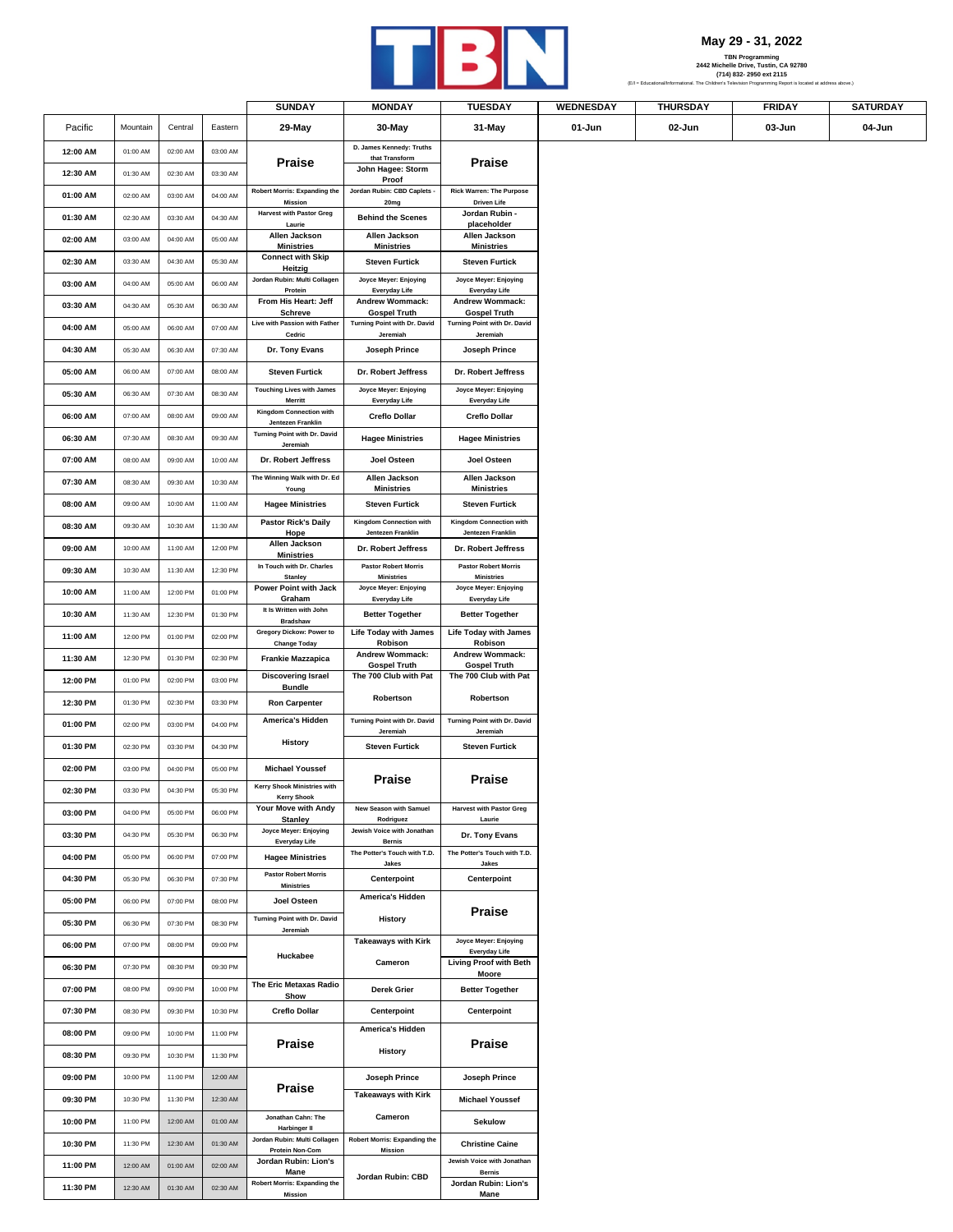## May 29 - 31, 2022

**TBN Programming**
**2442 Michelle Drive, Tustin, CA 92780**
**(714) 832- 2950 ext 2115**
(E/I = Educational/Informational. The Children's Television Programming Report is located at address above.)

| | | | | SUNDAY | MONDAY | TUESDAY | WEDNESDAY | THURSDAY | FRIDAY | SATURDAY |
|---|---|---|---|---|---|---|---|---|---|---|
| Pacific | Mountain | Central | Eastern | 29-May | 30-May | 31-May | 01-Jun | 02-Jun | 03-Jun | 04-Jun |
| 12:00 AM | 01:00 AM | 02:00 AM | 03:00 AM | Praise | D. James Kennedy: Truths that Transform | Praise | | | | |
| 12:30 AM | 01:30 AM | 02:30 AM | 03:30 AM | | John Hagee: Storm Proof | | | | | |
| 01:00 AM | 02:00 AM | 03:00 AM | 04:00 AM | Robert Morris: Expanding the Mission | Jordan Rubin: CBD Caplets - 20mg | Rick Warren: The Purpose Driven Life | | | | |
| 01:30 AM | 02:30 AM | 03:30 AM | 04:30 AM | Harvest with Pastor Greg Laurie | Behind the Scenes | Jordan Rubin - placeholder | | | | |
| 02:00 AM | 03:00 AM | 04:00 AM | 05:00 AM | Allen Jackson Ministries | Allen Jackson Ministries | Allen Jackson Ministries | | | | |
| 02:30 AM | 03:30 AM | 04:30 AM | 05:30 AM | Connect with Skip Heitzig | Steven Furtick | Steven Furtick | | | | |
| 03:00 AM | 04:00 AM | 05:00 AM | 06:00 AM | Jordan Rubin: Multi Collagen Protein | Joyce Meyer: Enjoying Everyday Life | Joyce Meyer: Enjoying Everyday Life | | | | |
| 03:30 AM | 04:30 AM | 05:30 AM | 06:30 AM | From His Heart: Jeff Schreve | Andrew Wommack: Gospel Truth | Andrew Wommack: Gospel Truth | | | | |
| 04:00 AM | 05:00 AM | 06:00 AM | 07:00 AM | Live with Passion with Father Cedric | Turning Point with Dr. David Jeremiah | Turning Point with Dr. David Jeremiah | | | | |
| 04:30 AM | 05:30 AM | 06:30 AM | 07:30 AM | Dr. Tony Evans | Joseph Prince | Joseph Prince | | | | |
| 05:00 AM | 06:00 AM | 07:00 AM | 08:00 AM | Steven Furtick | Dr. Robert Jeffress | Dr. Robert Jeffress | | | | |
| 05:30 AM | 06:30 AM | 07:30 AM | 08:30 AM | Touching Lives with James Merritt | Joyce Meyer: Enjoying Everyday Life | Joyce Meyer: Enjoying Everyday Life | | | | |
| 06:00 AM | 07:00 AM | 08:00 AM | 09:00 AM | Kingdom Connection with Jentezen Franklin | Creflo Dollar | Creflo Dollar | | | | |
| 06:30 AM | 07:30 AM | 08:30 AM | 09:30 AM | Turning Point with Dr. David Jeremiah | Hagee Ministries | Hagee Ministries | | | | |
| 07:00 AM | 08:00 AM | 09:00 AM | 10:00 AM | Dr. Robert Jeffress | Joel Osteen | Joel Osteen | | | | |
| 07:30 AM | 08:30 AM | 09:30 AM | 10:30 AM | The Winning Walk with Dr. Ed Young | Allen Jackson Ministries | Allen Jackson Ministries | | | | |
| 08:00 AM | 09:00 AM | 10:00 AM | 11:00 AM | Hagee Ministries | Steven Furtick | Steven Furtick | | | | |
| 08:30 AM | 09:30 AM | 10:30 AM | 11:30 AM | Pastor Rick's Daily Hope | Kingdom Connection with Jentezen Franklin | Kingdom Connection with Jentezen Franklin | | | | |
| 09:00 AM | 10:00 AM | 11:00 AM | 12:00 PM | Allen Jackson Ministries | Dr. Robert Jeffress | Dr. Robert Jeffress | | | | |
| 09:30 AM | 10:30 AM | 11:30 AM | 12:30 PM | In Touch with Dr. Charles Stanley | Pastor Robert Morris Ministries | Pastor Robert Morris Ministries | | | | |
| 10:00 AM | 11:00 AM | 12:00 PM | 01:00 PM | Power Point with Jack Graham | Joyce Meyer: Enjoying Everyday Life | Joyce Meyer: Enjoying Everyday Life | | | | |
| 10:30 AM | 11:30 AM | 12:30 PM | 01:30 PM | It Is Written with John Bradshaw | Better Together | Better Together | | | | |
| 11:00 AM | 12:00 PM | 01:00 PM | 02:00 PM | Gregory Dickow: Power to Change Today | Life Today with James Robison | Life Today with James Robison | | | | |
| 11:30 AM | 12:30 PM | 01:30 PM | 02:30 PM | Frankie Mazzapica | Andrew Wommack: Gospel Truth | Andrew Wommack: Gospel Truth | | | | |
| 12:00 PM | 01:00 PM | 02:00 PM | 03:00 PM | Discovering Israel Bundle | The 700 Club with Pat Robertson | The 700 Club with Pat Robertson | | | | |
| 12:30 PM | 01:30 PM | 02:30 PM | 03:30 PM | Ron Carpenter | | | | | | |
| 01:00 PM | 02:00 PM | 03:00 PM | 04:00 PM | America's Hidden History | Turning Point with Dr. David Jeremiah | Turning Point with Dr. David Jeremiah | | | | |
| 01:30 PM | 02:30 PM | 03:30 PM | 04:30 PM | | Steven Furtick | Steven Furtick | | | | |
| 02:00 PM | 03:00 PM | 04:00 PM | 05:00 PM | Michael Youssef | Praise | Praise | | | | |
| 02:30 PM | 03:30 PM | 04:30 PM | 05:30 PM | Kerry Shook Ministries with Kerry Shook | | | | | | |
| 03:00 PM | 04:00 PM | 05:00 PM | 06:00 PM | Your Move with Andy Stanley | New Season with Samuel Rodriguez | Harvest with Pastor Greg Laurie | | | | |
| 03:30 PM | 04:30 PM | 05:30 PM | 06:30 PM | Joyce Meyer: Enjoying Everyday Life | Jewish Voice with Jonathan Bernis | Dr. Tony Evans | | | | |
| 04:00 PM | 05:00 PM | 06:00 PM | 07:00 PM | Hagee Ministries | The Potter's Touch with T.D. Jakes | The Potter's Touch with T.D. Jakes | | | | |
| 04:30 PM | 05:30 PM | 06:30 PM | 07:30 PM | Pastor Robert Morris Ministries | Centerpoint | Centerpoint | | | | |
| 05:00 PM | 06:00 PM | 07:00 PM | 08:00 PM | Joel Osteen | America's Hidden History | Praise | | | | |
| 05:30 PM | 06:30 PM | 07:30 PM | 08:30 PM | Turning Point with Dr. David Jeremiah | | | | | | |
| 06:00 PM | 07:00 PM | 08:00 PM | 09:00 PM | Huckabee | Takeaways with Kirk Cameron | Joyce Meyer: Enjoying Everyday Life | | | | |
| 06:30 PM | 07:30 PM | 08:30 PM | 09:30 PM | | | Living Proof with Beth Moore | | | | |
| 07:00 PM | 08:00 PM | 09:00 PM | 10:00 PM | The Eric Metaxas Radio Show | Derek Grier | Better Together | | | | |
| 07:30 PM | 08:30 PM | 09:30 PM | 10:30 PM | Creflo Dollar | Centerpoint | Centerpoint | | | | |
| 08:00 PM | 09:00 PM | 10:00 PM | 11:00 PM | Praise | America's Hidden History | Praise | | | | |
| 08:30 PM | 09:30 PM | 10:30 PM | 11:30 PM | | | | | | | |
| 09:00 PM | 10:00 PM | 11:00 PM | 12:00 AM | Praise | Joseph Prince | Joseph Prince | | | | |
| 09:30 PM | 10:30 PM | 11:30 PM | 12:30 AM | | Takeaways with Kirk Cameron | Michael Youssef | | | | |
| 10:00 PM | 11:00 PM | 12:00 AM | 01:00 AM | Jonathan Cahn: The Harbinger II | | Sekulow | | | | |
| 10:30 PM | 11:30 PM | 12:30 AM | 01:30 AM | Jordan Rubin: Multi Collagen Protein Non-Com | Robert Morris: Expanding the Mission | Christine Caine | | | | |
| 11:00 PM | 12:00 AM | 01:00 AM | 02:00 AM | Jordan Rubin: Lion's Mane | Jordan Rubin: CBD | Jewish Voice with Jonathan Bernis | | | | |
| 11:30 PM | 12:30 AM | 01:30 AM | 02:30 AM | Robert Morris: Expanding the Mission | | Jordan Rubin: Lion's Mane | | | | |